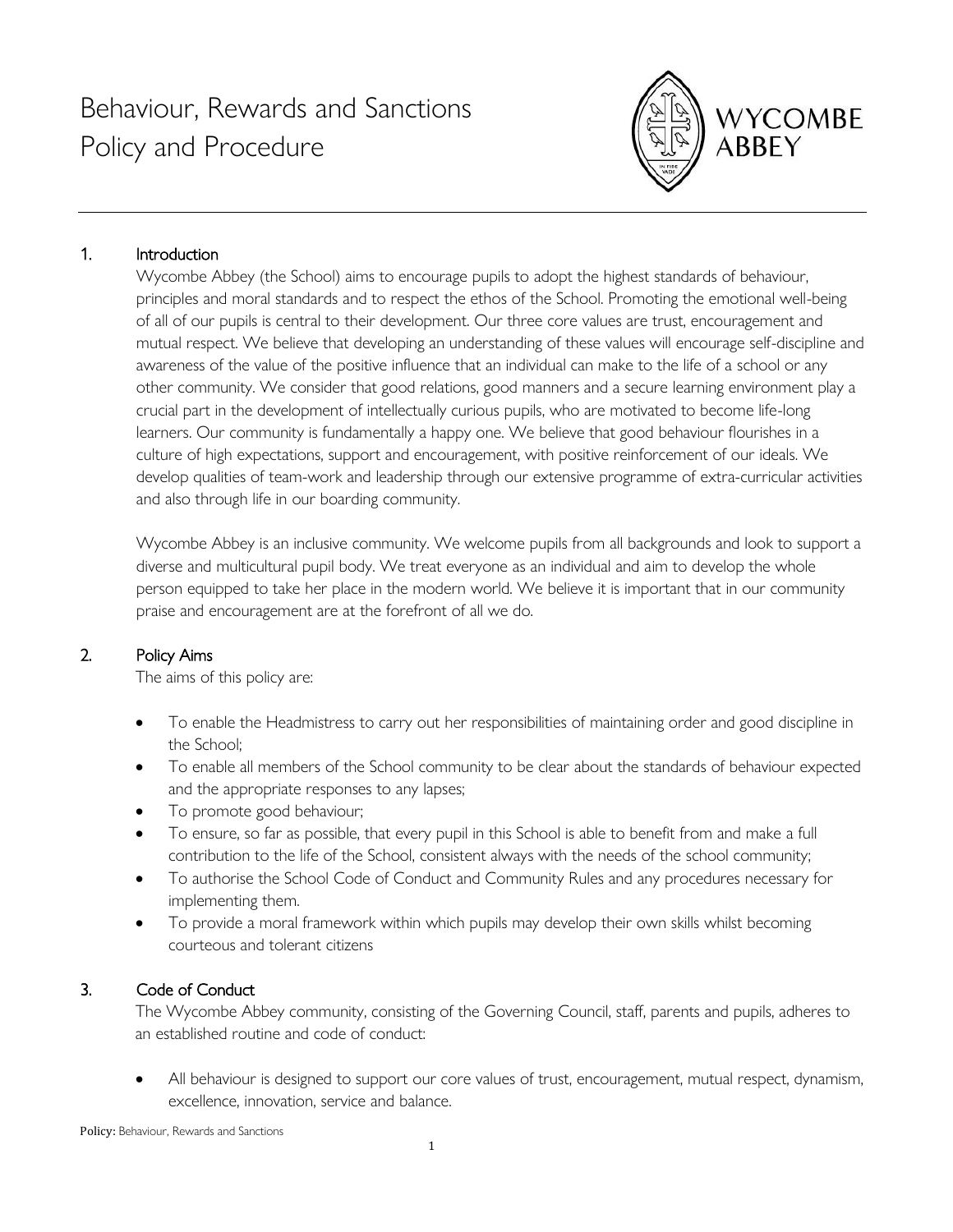# Behaviour, Rewards and Sanctions Policy and Procedure

WYCOMBE ABBEY

## 1. Introduction

Wycombe Abbey (the School) aims to encourage pupils to adopt the highest standards of behaviour, principles and moral standards and to respect the ethos of the School. Promoting the emotional well-being of all of our pupils is central to their development. Our three core values are trust, encouragement and mutual respect. We believe that developing an understanding of these values will encourage self-discipline and awareness of the value of the positive influence that an individual can make to the life of a school or any other community. We consider that good relations, good manners and a secure learning environment play a crucial part in the development of intellectually curious pupils, who are motivated to become life-long learners. Our community is fundamentally a happy one. We believe that good behaviour flourishes in a culture of high expectations, support and encouragement, with positive reinforcement of our ideals. We develop qualities of team-work and leadership through our extensive programme of extra-curricular activities and also through life in our boarding community.

Wycombe Abbey is an inclusive community. We welcome pupils from all backgrounds and look to support a diverse and multicultural pupil body. We treat everyone as an individual and aim to develop the whole person equipped to take her place in the modern world. We believe it is important that in our community praise and encouragement are at the forefront of all we do.

## 2. Policy Aims

The aims of this policy are:

- To enable the Headmistress to carry out her responsibilities of maintaining order and good discipline in the School;
- To enable all members of the School community to be clear about the standards of behaviour expected and the appropriate responses to any lapses;
- To promote good behaviour;
- To ensure, so far as possible, that every pupil in this School is able to benefit from and make a full contribution to the life of the School, consistent always with the needs of the school community;
- To authorise the School Code of Conduct and Community Rules and any procedures necessary for implementing them.
- To provide a moral framework within which pupils may develop their own skills whilst becoming courteous and tolerant citizens

## 3. Code of Conduct

The Wycombe Abbey community, consisting of the Governing Council, staff, parents and pupils, adheres to an established routine and code of conduct:

- All behaviour is designed to support our core values of trust, encouragement, mutual respect, dynamism, excellence, innovation, service and balance.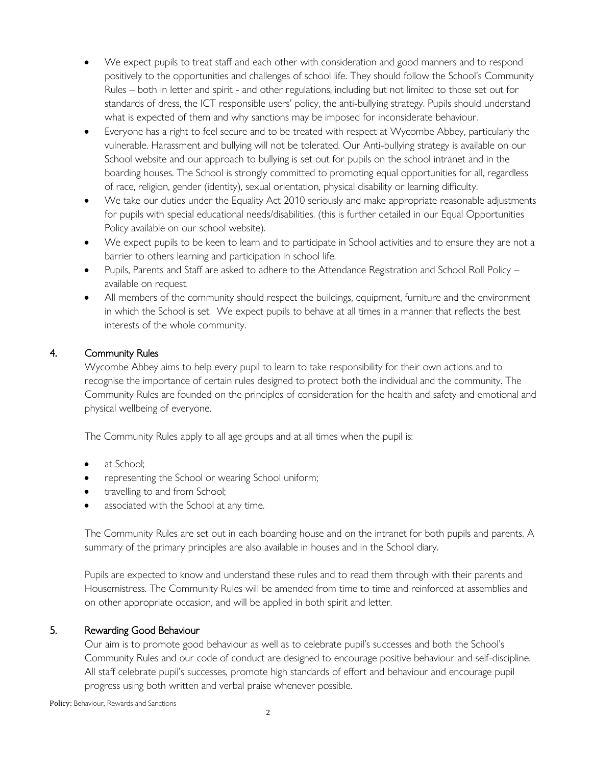- We expect pupils to treat staff and each other with consideration and good manners and to respond positively to the opportunities and challenges of school life. They should follow the School's Community Rules – both in letter and spirit - and other regulations, including but not limited to those set out for standards of dress, the ICT responsible users' policy, the anti-bullying strategy. Pupils should understand what is expected of them and why sanctions may be imposed for inconsiderate behaviour.
- Everyone has a right to feel secure and to be treated with respect at Wycombe Abbey, particularly the vulnerable. Harassment and bullying will not be tolerated. Our Anti-bullying strategy is available on our School website and our approach to bullying is set out for pupils on the school intranet and in the boarding houses. The School is strongly committed to promoting equal opportunities for all, regardless of race, religion, gender (identity), sexual orientation, physical disability or learning difficulty.
- We take our duties under the Equality Act 2010 seriously and make appropriate reasonable adjustments for pupils with special educational needs/disabilities. (this is further detailed in our Equal Opportunities Policy available on our school website).
- We expect pupils to be keen to learn and to participate in School activities and to ensure they are not a barrier to others learning and participation in school life.
- Pupils, Parents and Staff are asked to adhere to the Attendance Registration and School Roll Policy – available on request.
- All members of the community should respect the buildings, equipment, furniture and the environment in which the School is set. We expect pupils to behave at all times in a manner that reflects the best interests of the whole community.

## 4. Community Rules

Wycombe Abbey aims to help every pupil to learn to take responsibility for their own actions and to recognise the importance of certain rules designed to protect both the individual and the community. The Community Rules are founded on the principles of consideration for the health and safety and emotional and physical wellbeing of everyone.

The Community Rules apply to all age groups and at all times when the pupil is:

- at School;
- representing the School or wearing School uniform;
- travelling to and from School;
- associated with the School at any time.

The Community Rules are set out in each boarding house and on the intranet for both pupils and parents. A summary of the primary principles are also available in houses and in the School diary.

Pupils are expected to know and understand these rules and to read them through with their parents and Housemistress. The Community Rules will be amended from time to time and reinforced at assemblies and on other appropriate occasion, and will be applied in both spirit and letter.

## 5. Rewarding Good Behaviour

Our aim is to promote good behaviour as well as to celebrate pupil's successes and both the School's Community Rules and our code of conduct are designed to encourage positive behaviour and self-discipline. All staff celebrate pupil's successes, promote high standards of effort and behaviour and encourage pupil progress using both written and verbal praise whenever possible.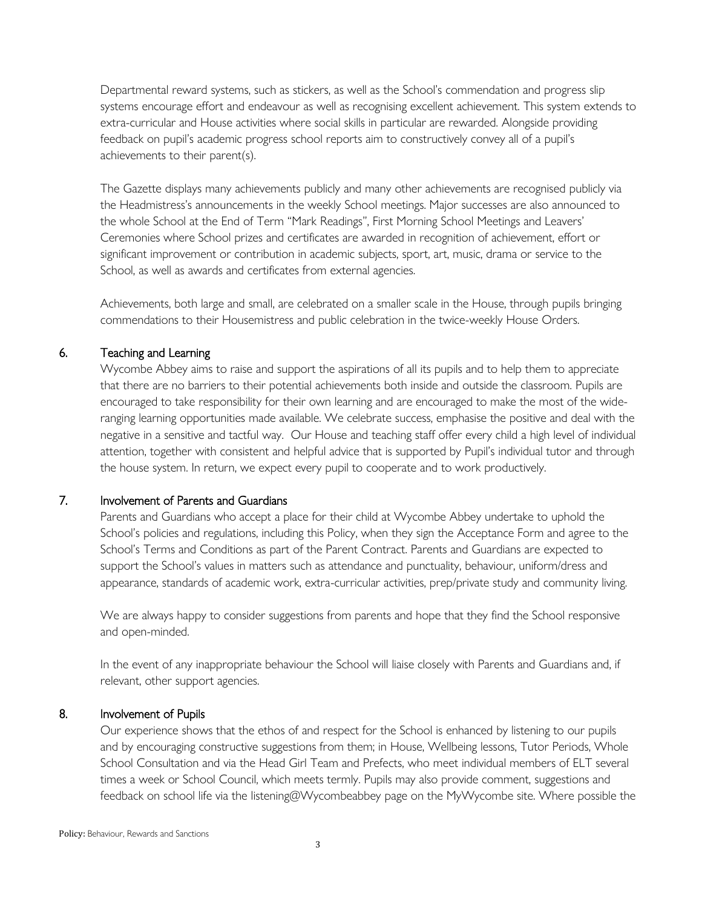Departmental reward systems, such as stickers, as well as the School's commendation and progress slip systems encourage effort and endeavour as well as recognising excellent achievement. This system extends to extra-curricular and House activities where social skills in particular are rewarded. Alongside providing feedback on pupil's academic progress school reports aim to constructively convey all of a pupil's achievements to their parent(s).

The Gazette displays many achievements publicly and many other achievements are recognised publicly via the Headmistress's announcements in the weekly School meetings. Major successes are also announced to the whole School at the End of Term "Mark Readings", First Morning School Meetings and Leavers' Ceremonies where School prizes and certificates are awarded in recognition of achievement, effort or significant improvement or contribution in academic subjects, sport, art, music, drama or service to the School, as well as awards and certificates from external agencies.

Achievements, both large and small, are celebrated on a smaller scale in the House, through pupils bringing commendations to their Housemistress and public celebration in the twice-weekly House Orders.

## 6. Teaching and Learning

Wycombe Abbey aims to raise and support the aspirations of all its pupils and to help them to appreciate that there are no barriers to their potential achievements both inside and outside the classroom. Pupils are encouraged to take responsibility for their own learning and are encouraged to make the most of the wide-ranging learning opportunities made available. We celebrate success, emphasise the positive and deal with the negative in a sensitive and tactful way. Our House and teaching staff offer every child a high level of individual attention, together with consistent and helpful advice that is supported by Pupil's individual tutor and through the house system. In return, we expect every pupil to cooperate and to work productively.

## 7. Involvement of Parents and Guardians

Parents and Guardians who accept a place for their child at Wycombe Abbey undertake to uphold the School's policies and regulations, including this Policy, when they sign the Acceptance Form and agree to the School's Terms and Conditions as part of the Parent Contract. Parents and Guardians are expected to support the School's values in matters such as attendance and punctuality, behaviour, uniform/dress and appearance, standards of academic work, extra-curricular activities, prep/private study and community living.

We are always happy to consider suggestions from parents and hope that they find the School responsive and open-minded.

In the event of any inappropriate behaviour the School will liaise closely with Parents and Guardians and, if relevant, other support agencies.

## 8. Involvement of Pupils

Our experience shows that the ethos of and respect for the School is enhanced by listening to our pupils and by encouraging constructive suggestions from them; in House, Wellbeing lessons, Tutor Periods, Whole School Consultation and via the Head Girl Team and Prefects, who meet individual members of ELT several times a week or School Council, which meets termly. Pupils may also provide comment, suggestions and feedback on school life via the listening@Wycombeabbey page on the MyWycombe site. Where possible the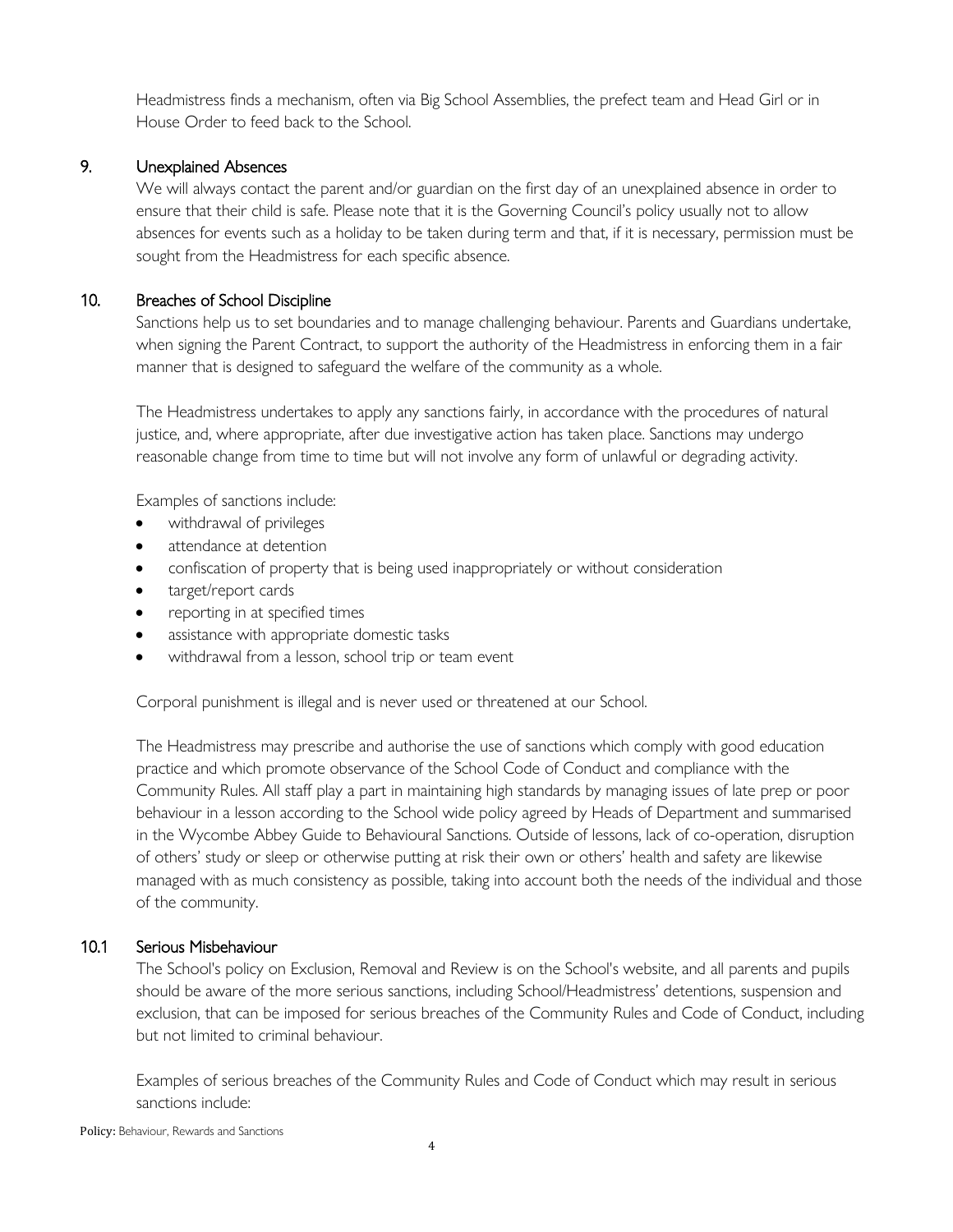Headmistress finds a mechanism, often via Big School Assemblies, the prefect team and Head Girl or in House Order to feed back to the School.

## 9. Unexplained Absences

We will always contact the parent and/or guardian on the first day of an unexplained absence in order to ensure that their child is safe. Please note that it is the Governing Council's policy usually not to allow absences for events such as a holiday to be taken during term and that, if it is necessary, permission must be sought from the Headmistress for each specific absence.

## 10. Breaches of School Discipline

Sanctions help us to set boundaries and to manage challenging behaviour. Parents and Guardians undertake, when signing the Parent Contract, to support the authority of the Headmistress in enforcing them in a fair manner that is designed to safeguard the welfare of the community as a whole.

The Headmistress undertakes to apply any sanctions fairly, in accordance with the procedures of natural justice, and, where appropriate, after due investigative action has taken place. Sanctions may undergo reasonable change from time to time but will not involve any form of unlawful or degrading activity.

Examples of sanctions include:

- withdrawal of privileges
- attendance at detention
- confiscation of property that is being used inappropriately or without consideration
- target/report cards
- reporting in at specified times
- assistance with appropriate domestic tasks
- withdrawal from a lesson, school trip or team event

Corporal punishment is illegal and is never used or threatened at our School.

The Headmistress may prescribe and authorise the use of sanctions which comply with good education practice and which promote observance of the School Code of Conduct and compliance with the Community Rules. All staff play a part in maintaining high standards by managing issues of late prep or poor behaviour in a lesson according to the School wide policy agreed by Heads of Department and summarised in the Wycombe Abbey Guide to Behavioural Sanctions. Outside of lessons, lack of co-operation, disruption of others' study or sleep or otherwise putting at risk their own or others' health and safety are likewise managed with as much consistency as possible, taking into account both the needs of the individual and those of the community.

### 10.1 Serious Misbehaviour

The School's policy on Exclusion, Removal and Review is on the School's website, and all parents and pupils should be aware of the more serious sanctions, including School/Headmistress' detentions, suspension and exclusion, that can be imposed for serious breaches of the Community Rules and Code of Conduct, including but not limited to criminal behaviour.

Examples of serious breaches of the Community Rules and Code of Conduct which may result in serious sanctions include: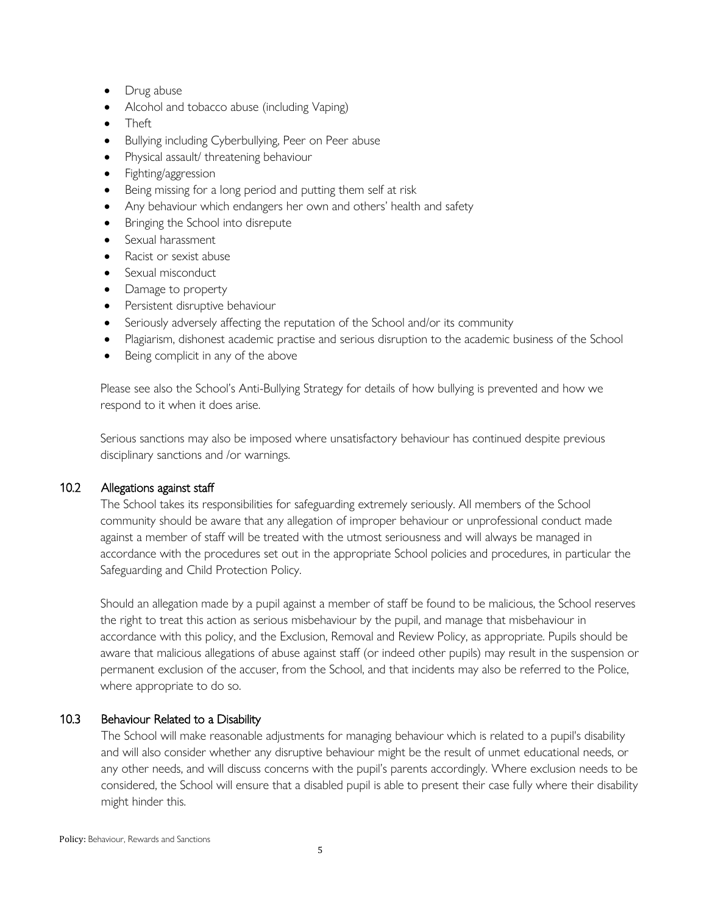- Drug abuse
- Alcohol and tobacco abuse (including Vaping)
- Theft
- Bullying including Cyberbullying, Peer on Peer abuse
- Physical assault/ threatening behaviour
- Fighting/aggression
- Being missing for a long period and putting them self at risk
- Any behaviour which endangers her own and others' health and safety
- Bringing the School into disrepute
- Sexual harassment
- Racist or sexist abuse
- Sexual misconduct
- Damage to property
- Persistent disruptive behaviour
- Seriously adversely affecting the reputation of the School and/or its community
- Plagiarism, dishonest academic practise and serious disruption to the academic business of the School
- Being complicit in any of the above

Please see also the School's Anti-Bullying Strategy for details of how bullying is prevented and how we respond to it when it does arise.

Serious sanctions may also be imposed where unsatisfactory behaviour has continued despite previous disciplinary sanctions and /or warnings.

### 10.2 Allegations against staff

The School takes its responsibilities for safeguarding extremely seriously. All members of the School community should be aware that any allegation of improper behaviour or unprofessional conduct made against a member of staff will be treated with the utmost seriousness and will always be managed in accordance with the procedures set out in the appropriate School policies and procedures, in particular the Safeguarding and Child Protection Policy.

Should an allegation made by a pupil against a member of staff be found to be malicious, the School reserves the right to treat this action as serious misbehaviour by the pupil, and manage that misbehaviour in accordance with this policy, and the Exclusion, Removal and Review Policy, as appropriate. Pupils should be aware that malicious allegations of abuse against staff (or indeed other pupils) may result in the suspension or permanent exclusion of the accuser, from the School, and that incidents may also be referred to the Police, where appropriate to do so.

### 10.3 Behaviour Related to a Disability

The School will make reasonable adjustments for managing behaviour which is related to a pupil's disability and will also consider whether any disruptive behaviour might be the result of unmet educational needs, or any other needs, and will discuss concerns with the pupil's parents accordingly. Where exclusion needs to be considered, the School will ensure that a disabled pupil is able to present their case fully where their disability might hinder this.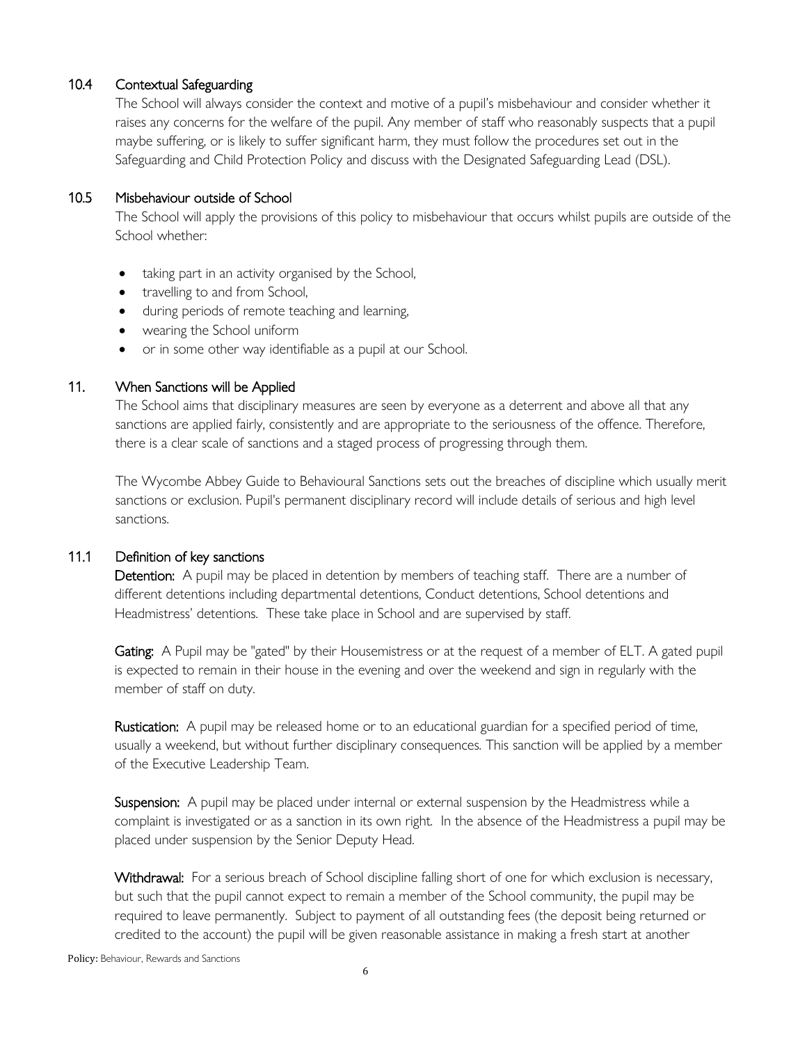### 10.4 Contextual Safeguarding

The School will always consider the context and motive of a pupil's misbehaviour and consider whether it raises any concerns for the welfare of the pupil. Any member of staff who reasonably suspects that a pupil maybe suffering, or is likely to suffer significant harm, they must follow the procedures set out in the Safeguarding and Child Protection Policy and discuss with the Designated Safeguarding Lead (DSL).

### 10.5 Misbehaviour outside of School

The School will apply the provisions of this policy to misbehaviour that occurs whilst pupils are outside of the School whether:

- taking part in an activity organised by the School,
- travelling to and from School,
- during periods of remote teaching and learning,
- wearing the School uniform
- or in some other way identifiable as a pupil at our School.

## 11. When Sanctions will be Applied

The School aims that disciplinary measures are seen by everyone as a deterrent and above all that any sanctions are applied fairly, consistently and are appropriate to the seriousness of the offence. Therefore, there is a clear scale of sanctions and a staged process of progressing through them.

The Wycombe Abbey Guide to Behavioural Sanctions sets out the breaches of discipline which usually merit sanctions or exclusion. Pupil's permanent disciplinary record will include details of serious and high level sanctions.

### 11.1 Definition of key sanctions

**Detention:** A pupil may be placed in detention by members of teaching staff. There are a number of different detentions including departmental detentions, Conduct detentions, School detentions and Headmistress' detentions. These take place in School and are supervised by staff.

**Gating:** A Pupil may be "gated" by their Housemistress or at the request of a member of ELT. A gated pupil is expected to remain in their house in the evening and over the weekend and sign in regularly with the member of staff on duty.

**Rustication:** A pupil may be released home or to an educational guardian for a specified period of time, usually a weekend, but without further disciplinary consequences. This sanction will be applied by a member of the Executive Leadership Team.

**Suspension:** A pupil may be placed under internal or external suspension by the Headmistress while a complaint is investigated or as a sanction in its own right. In the absence of the Headmistress a pupil may be placed under suspension by the Senior Deputy Head.

**Withdrawal:** For a serious breach of School discipline falling short of one for which exclusion is necessary, but such that the pupil cannot expect to remain a member of the School community, the pupil may be required to leave permanently. Subject to payment of all outstanding fees (the deposit being returned or credited to the account) the pupil will be given reasonable assistance in making a fresh start at another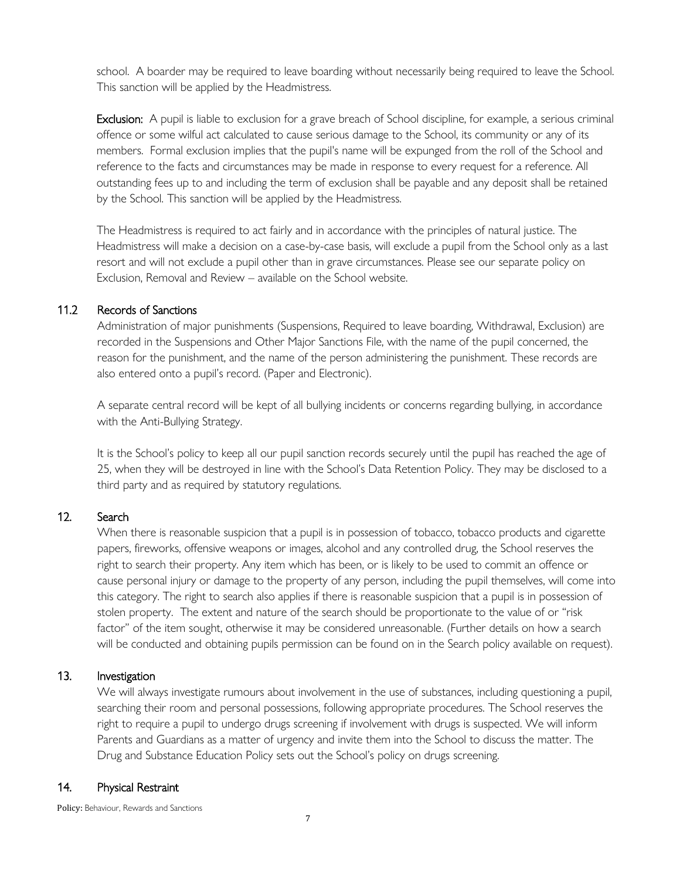school. A boarder may be required to leave boarding without necessarily being required to leave the School. This sanction will be applied by the Headmistress.

**Exclusion:** A pupil is liable to exclusion for a grave breach of School discipline, for example, a serious criminal offence or some wilful act calculated to cause serious damage to the School, its community or any of its members. Formal exclusion implies that the pupil's name will be expunged from the roll of the School and reference to the facts and circumstances may be made in response to every request for a reference. All outstanding fees up to and including the term of exclusion shall be payable and any deposit shall be retained by the School. This sanction will be applied by the Headmistress.

The Headmistress is required to act fairly and in accordance with the principles of natural justice. The Headmistress will make a decision on a case-by-case basis, will exclude a pupil from the School only as a last resort and will not exclude a pupil other than in grave circumstances. Please see our separate policy on Exclusion, Removal and Review – available on the School website.

### 11.2 Records of Sanctions

Administration of major punishments (Suspensions, Required to leave boarding, Withdrawal, Exclusion) are recorded in the Suspensions and Other Major Sanctions File, with the name of the pupil concerned, the reason for the punishment, and the name of the person administering the punishment. These records are also entered onto a pupil's record. (Paper and Electronic).

A separate central record will be kept of all bullying incidents or concerns regarding bullying, in accordance with the Anti-Bullying Strategy.

It is the School's policy to keep all our pupil sanction records securely until the pupil has reached the age of 25, when they will be destroyed in line with the School's Data Retention Policy. They may be disclosed to a third party and as required by statutory regulations.

## 12. Search

When there is reasonable suspicion that a pupil is in possession of tobacco, tobacco products and cigarette papers, fireworks, offensive weapons or images, alcohol and any controlled drug, the School reserves the right to search their property. Any item which has been, or is likely to be used to commit an offence or cause personal injury or damage to the property of any person, including the pupil themselves, will come into this category. The right to search also applies if there is reasonable suspicion that a pupil is in possession of stolen property. The extent and nature of the search should be proportionate to the value of or "risk factor" of the item sought, otherwise it may be considered unreasonable. (Further details on how a search will be conducted and obtaining pupils permission can be found on in the Search policy available on request).

## 13. Investigation

We will always investigate rumours about involvement in the use of substances, including questioning a pupil, searching their room and personal possessions, following appropriate procedures. The School reserves the right to require a pupil to undergo drugs screening if involvement with drugs is suspected. We will inform Parents and Guardians as a matter of urgency and invite them into the School to discuss the matter. The Drug and Substance Education Policy sets out the School's policy on drugs screening.

## 14. Physical Restraint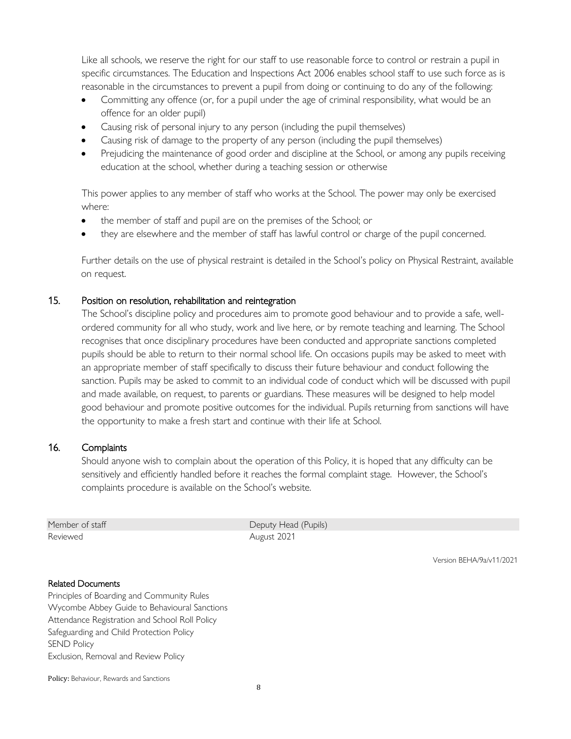Like all schools, we reserve the right for our staff to use reasonable force to control or restrain a pupil in specific circumstances. The Education and Inspections Act 2006 enables school staff to use such force as is reasonable in the circumstances to prevent a pupil from doing or continuing to do any of the following:

- Committing any offence (or, for a pupil under the age of criminal responsibility, what would be an offence for an older pupil)
- Causing risk of personal injury to any person (including the pupil themselves)
- Causing risk of damage to the property of any person (including the pupil themselves)
- Prejudicing the maintenance of good order and discipline at the School, or among any pupils receiving education at the school, whether during a teaching session or otherwise

This power applies to any member of staff who works at the School. The power may only be exercised where:

- the member of staff and pupil are on the premises of the School; or
- they are elsewhere and the member of staff has lawful control or charge of the pupil concerned.

Further details on the use of physical restraint is detailed in the School's policy on Physical Restraint, available on request.

## 15. Position on resolution, rehabilitation and reintegration

The School's discipline policy and procedures aim to promote good behaviour and to provide a safe, well-ordered community for all who study, work and live here, or by remote teaching and learning. The School recognises that once disciplinary procedures have been conducted and appropriate sanctions completed pupils should be able to return to their normal school life. On occasions pupils may be asked to meet with an appropriate member of staff specifically to discuss their future behaviour and conduct following the sanction. Pupils may be asked to commit to an individual code of conduct which will be discussed with pupil and made available, on request, to parents or guardians. These measures will be designed to help model good behaviour and promote positive outcomes for the individual. Pupils returning from sanctions will have the opportunity to make a fresh start and continue with their life at School.

## 16. Complaints

Should anyone wish to complain about the operation of this Policy, it is hoped that any difficulty can be sensitively and efficiently handled before it reaches the formal complaint stage. However, the School's complaints procedure is available on the School's website.

| Member of staff | Deputy Head (Pupils) |
| --- | --- |
| Reviewed | August 2021 |

Version BEHA/9a/v11/2021

**Related Documents**

Principles of Boarding and Community Rules
Wycombe Abbey Guide to Behavioural Sanctions
Attendance Registration and School Roll Policy
Safeguarding and Child Protection Policy
SEND Policy
Exclusion, Removal and Review Policy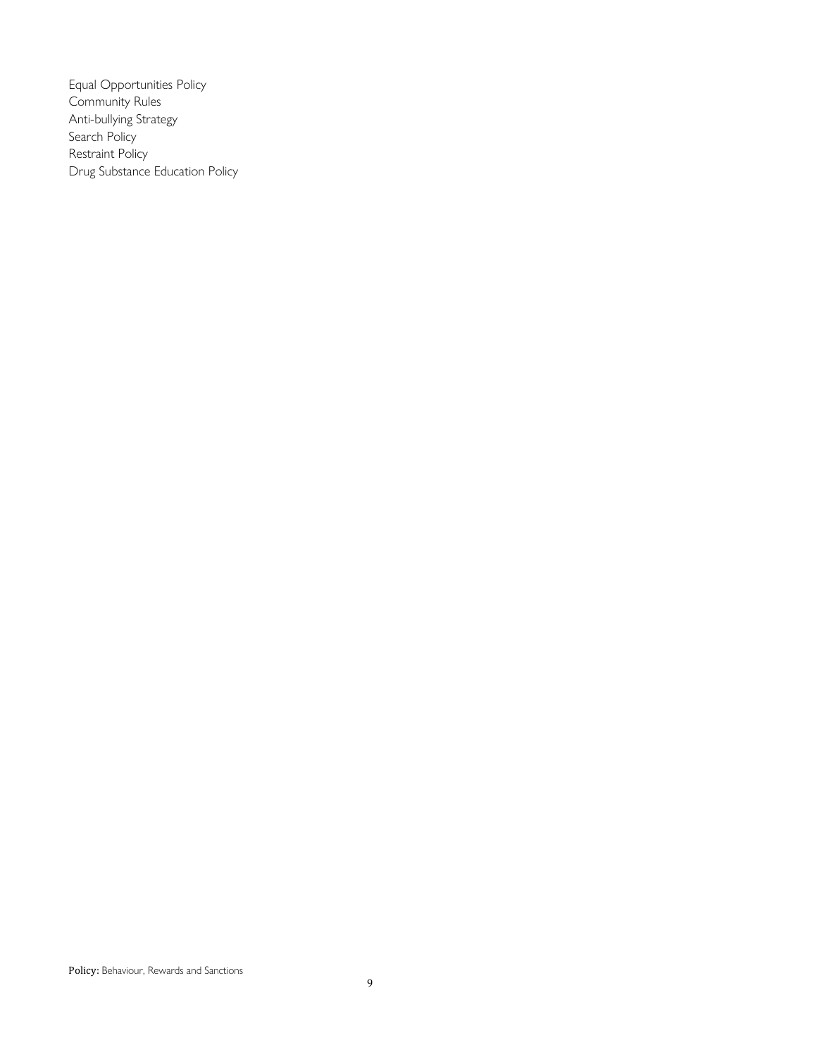Equal Opportunities Policy
Community Rules
Anti-bullying Strategy
Search Policy
Restraint Policy
Drug Substance Education Policy